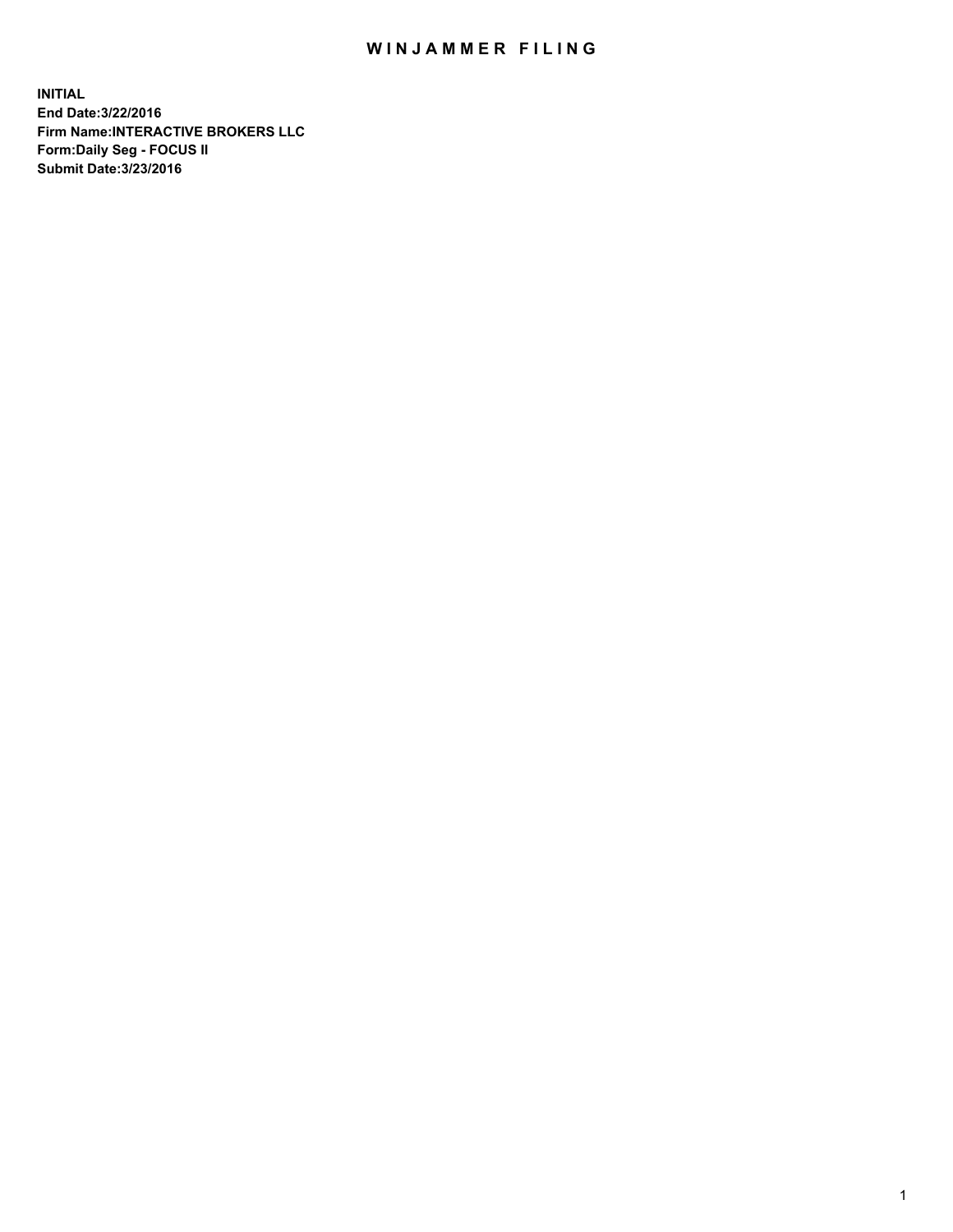# WINJAMMER FILING

**INITIAL**
**End Date:3/22/2016**
**Firm Name:INTERACTIVE BROKERS LLC**
**Form:Daily Seg - FOCUS II**
**Submit Date:3/23/2016**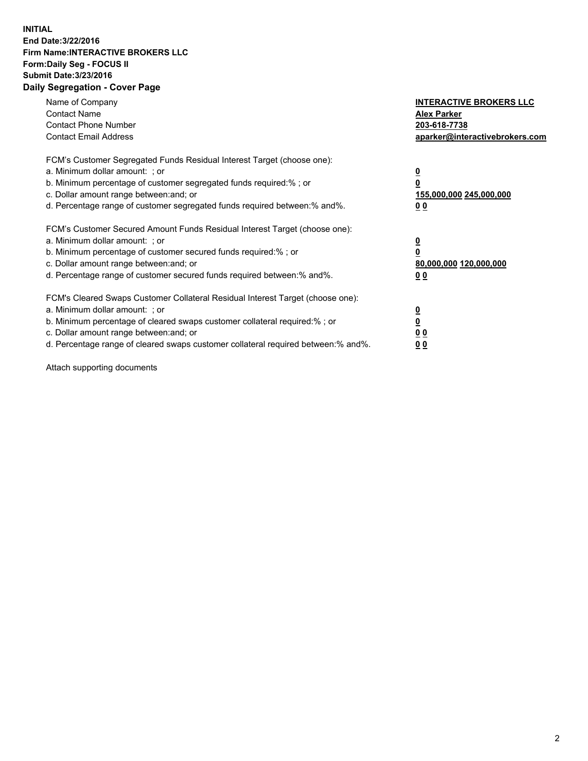**INITIAL**
**End Date:3/22/2016**
**Firm Name:INTERACTIVE BROKERS LLC**
**Form:Daily Seg - FOCUS II**
**Submit Date:3/23/2016**
**Daily Segregation - Cover Page**

| | |
|---|---|
| Name of Company | **INTERACTIVE BROKERS LLC** |
| Contact Name | **Alex Parker** |
| Contact Phone Number | **203-618-7738** |
| Contact Email Address | **aparker@interactivebrokers.com** |

FCM's Customer Segregated Funds Residual Interest Target (choose one):

| | |
|---|---|
| a. Minimum dollar amount: ; or | **0** |
| b. Minimum percentage of customer segregated funds required:% ; or | **0** |
| c. Dollar amount range between:and; or | **155,000,000 245,000,000** |
| d. Percentage range of customer segregated funds required between:% and%. | **0 0** |

FCM's Customer Secured Amount Funds Residual Interest Target (choose one):

| | |
|---|---|
| a. Minimum dollar amount: ; or | **0** |
| b. Minimum percentage of customer secured funds required:% ; or | **0** |
| c. Dollar amount range between:and; or | **80,000,000 120,000,000** |
| d. Percentage range of customer secured funds required between:% and%. | **0 0** |

FCM's Cleared Swaps Customer Collateral Residual Interest Target (choose one):

| | |
|---|---|
| a. Minimum dollar amount: ; or | **0** |
| b. Minimum percentage of cleared swaps customer collateral required:% ; or | **0** |
| c. Dollar amount range between:and; or | **0 0** |
| d. Percentage range of cleared swaps customer collateral required between:% and%. | **0 0** |

Attach supporting documents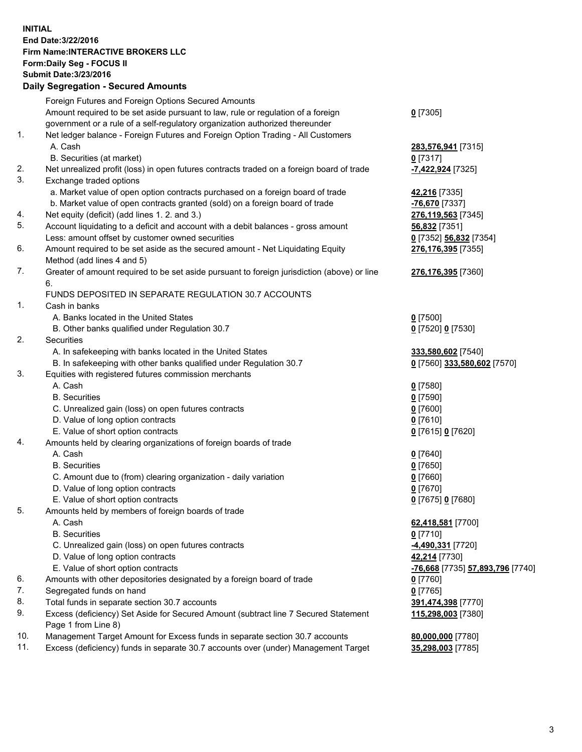**INITIAL**
**End Date:3/22/2016**
**Firm Name:INTERACTIVE BROKERS LLC**
**Form:Daily Seg - FOCUS II**
**Submit Date:3/23/2016**

## Daily Segregation - Secured Amounts

| | | |
|---|---|---|
| | Foreign Futures and Foreign Options Secured Amounts | |
| | Amount required to be set aside pursuant to law, rule or regulation of a foreign government or a rule of a self-regulatory organization authorized thereunder | **0** [7305] |
| 1. | Net ledger balance - Foreign Futures and Foreign Option Trading - All Customers | |
| | A. Cash | **283,576,941** [7315] |
| | B. Securities (at market) | **0** [7317] |
| 2. | Net unrealized profit (loss) in open futures contracts traded on a foreign board of trade | **-7,422,924** [7325] |
| 3. | Exchange traded options | |
| | a. Market value of open option contracts purchased on a foreign board of trade | **42,216** [7335] |
| | b. Market value of open contracts granted (sold) on a foreign board of trade | **-76,670** [7337] |
| 4. | Net equity (deficit) (add lines 1. 2. and 3.) | **276,119,563** [7345] |
| 5. | Account liquidating to a deficit and account with a debit balances - gross amount | **56,832** [7351] |
| | Less: amount offset by customer owned securities | **0** [7352] **56,832** [7354] |
| 6. | Amount required to be set aside as the secured amount - Net Liquidating Equity Method (add lines 4 and 5) | **276,176,395** [7355] |
| 7. | Greater of amount required to be set aside pursuant to foreign jurisdiction (above) or line 6. | **276,176,395** [7360] |
| | FUNDS DEPOSITED IN SEPARATE REGULATION 30.7 ACCOUNTS | |
| 1. | Cash in banks | |
| | A. Banks located in the United States | **0** [7500] |
| | B. Other banks qualified under Regulation 30.7 | **0** [7520] **0** [7530] |
| 2. | Securities | |
| | A. In safekeeping with banks located in the United States | **333,580,602** [7540] |
| | B. In safekeeping with other banks qualified under Regulation 30.7 | **0** [7560] **333,580,602** [7570] |
| 3. | Equities with registered futures commission merchants | |
| | A. Cash | **0** [7580] |
| | B. Securities | **0** [7590] |
| | C. Unrealized gain (loss) on open futures contracts | **0** [7600] |
| | D. Value of long option contracts | **0** [7610] |
| | E. Value of short option contracts | **0** [7615] **0** [7620] |
| 4. | Amounts held by clearing organizations of foreign boards of trade | |
| | A. Cash | **0** [7640] |
| | B. Securities | **0** [7650] |
| | C. Amount due to (from) clearing organization - daily variation | **0** [7660] |
| | D. Value of long option contracts | **0** [7670] |
| | E. Value of short option contracts | **0** [7675] **0** [7680] |
| 5. | Amounts held by members of foreign boards of trade | |
| | A. Cash | **62,418,581** [7700] |
| | B. Securities | **0** [7710] |
| | C. Unrealized gain (loss) on open futures contracts | **-4,490,331** [7720] |
| | D. Value of long option contracts | **42,214** [7730] |
| | E. Value of short option contracts | **-76,668** [7735] **57,893,796** [7740] |
| 6. | Amounts with other depositories designated by a foreign board of trade | **0** [7760] |
| 7. | Segregated funds on hand | **0** [7765] |
| 8. | Total funds in separate section 30.7 accounts | **391,474,398** [7770] |
| 9. | Excess (deficiency) Set Aside for Secured Amount (subtract line 7 Secured Statement Page 1 from Line 8) | **115,298,003** [7380] |
| 10. | Management Target Amount for Excess funds in separate section 30.7 accounts | **80,000,000** [7780] |
| 11. | Excess (deficiency) funds in separate 30.7 accounts over (under) Management Target | **35,298,003** [7785] |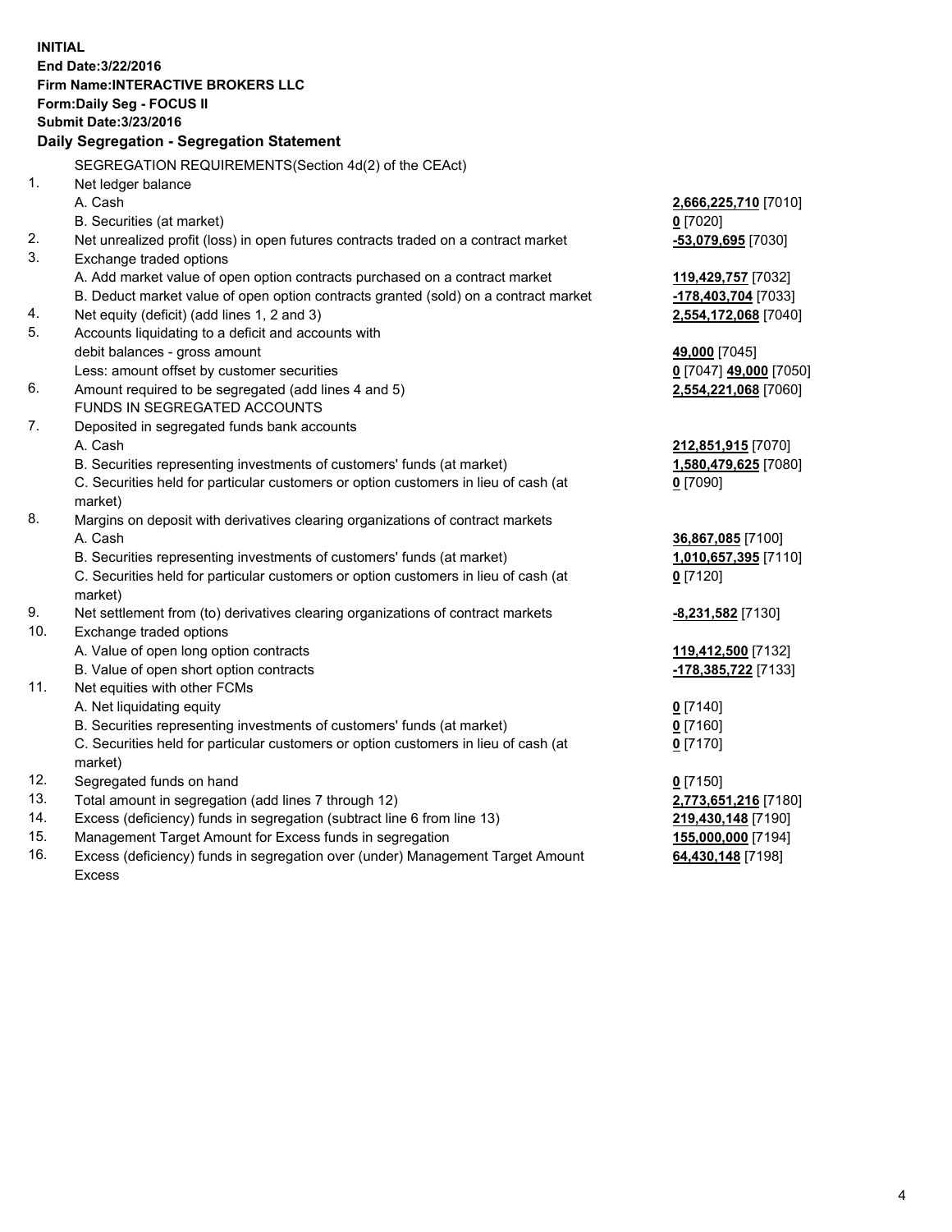**INITIAL**
**End Date:3/22/2016**
**Firm Name:INTERACTIVE BROKERS LLC**
**Form:Daily Seg - FOCUS II**
**Submit Date:3/23/2016**

## Daily Segregation - Segregation Statement

| | | |
|---|---|---|
| | SEGREGATION REQUIREMENTS(Section 4d(2) of the CEAct) | |
| 1. | Net ledger balance | |
| | A. Cash | **2,666,225,710** [7010] |
| | B. Securities (at market) | **0** [7020] |
| 2. | Net unrealized profit (loss) in open futures contracts traded on a contract market | **-53,079,695** [7030] |
| 3. | Exchange traded options | |
| | A. Add market value of open option contracts purchased on a contract market | **119,429,757** [7032] |
| | B. Deduct market value of open option contracts granted (sold) on a contract market | **-178,403,704** [7033] |
| 4. | Net equity (deficit) (add lines 1, 2 and 3) | **2,554,172,068** [7040] |
| 5. | Accounts liquidating to a deficit and accounts with debit balances - gross amount | **49,000** [7045] |
| | Less: amount offset by customer securities | **0** [7047] **49,000** [7050] |
| 6. | Amount required to be segregated (add lines 4 and 5) | **2,554,221,068** [7060] |
| | FUNDS IN SEGREGATED ACCOUNTS | |
| 7. | Deposited in segregated funds bank accounts | |
| | A. Cash | **212,851,915** [7070] |
| | B. Securities representing investments of customers' funds (at market) | **1,580,479,625** [7080] |
| | C. Securities held for particular customers or option customers in lieu of cash (at market) | **0** [7090] |
| 8. | Margins on deposit with derivatives clearing organizations of contract markets | |
| | A. Cash | **36,867,085** [7100] |
| | B. Securities representing investments of customers' funds (at market) | **1,010,657,395** [7110] |
| | C. Securities held for particular customers or option customers in lieu of cash (at market) | **0** [7120] |
| 9. | Net settlement from (to) derivatives clearing organizations of contract markets | **-8,231,582** [7130] |
| 10. | Exchange traded options | |
| | A. Value of open long option contracts | **119,412,500** [7132] |
| | B. Value of open short option contracts | **-178,385,722** [7133] |
| 11. | Net equities with other FCMs | |
| | A. Net liquidating equity | **0** [7140] |
| | B. Securities representing investments of customers' funds (at market) | **0** [7160] |
| | C. Securities held for particular customers or option customers in lieu of cash (at market) | **0** [7170] |
| 12. | Segregated funds on hand | **0** [7150] |
| 13. | Total amount in segregation (add lines 7 through 12) | **2,773,651,216** [7180] |
| 14. | Excess (deficiency) funds in segregation (subtract line 6 from line 13) | **219,430,148** [7190] |
| 15. | Management Target Amount for Excess funds in segregation | **155,000,000** [7194] |
| 16. | Excess (deficiency) funds in segregation over (under) Management Target Amount Excess | **64,430,148** [7198] |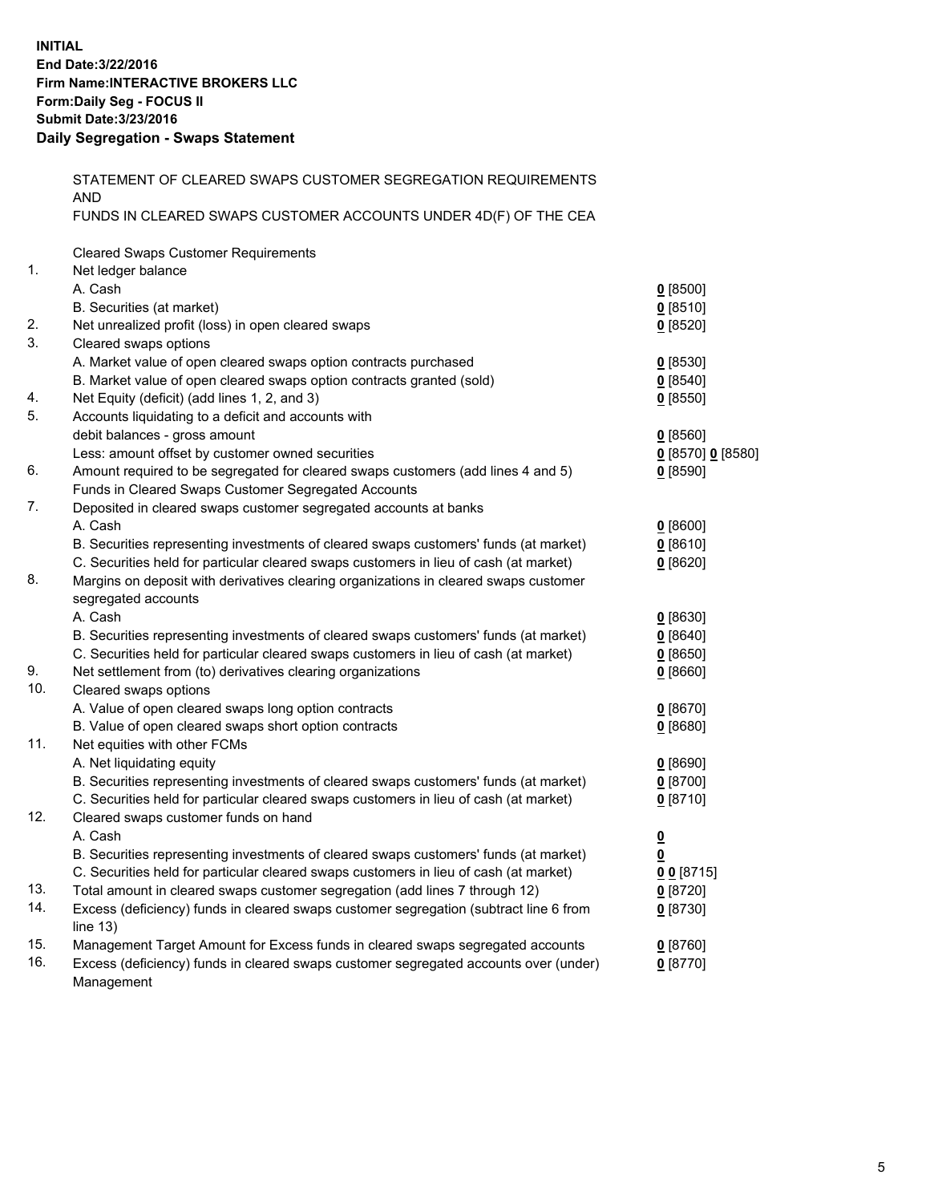**INITIAL**
**End Date:3/22/2016**
**Firm Name:INTERACTIVE BROKERS LLC**
**Form:Daily Seg - FOCUS II**
**Submit Date:3/23/2016**
**Daily Segregation - Swaps Statement**

STATEMENT OF CLEARED SWAPS CUSTOMER SEGREGATION REQUIREMENTS AND FUNDS IN CLEARED SWAPS CUSTOMER ACCOUNTS UNDER 4D(F) OF THE CEA

| | | |
|---|---|---|
| | Cleared Swaps Customer Requirements | |
| 1. | Net ledger balance | |
| | A. Cash | 0 [8500] |
| | B. Securities (at market) | 0 [8510] |
| 2. | Net unrealized profit (loss) in open cleared swaps | 0 [8520] |
| 3. | Cleared swaps options | |
| | A. Market value of open cleared swaps option contracts purchased | 0 [8530] |
| | B. Market value of open cleared swaps option contracts granted (sold) | 0 [8540] |
| 4. | Net Equity (deficit) (add lines 1, 2, and 3) | 0 [8550] |
| 5. | Accounts liquidating to a deficit and accounts with debit balances - gross amount | 0 [8560] |
| | Less: amount offset by customer owned securities | 0 [8570] 0 [8580] |
| 6. | Amount required to be segregated for cleared swaps customers (add lines 4 and 5) | 0 [8590] |
| | Funds in Cleared Swaps Customer Segregated Accounts | |
| 7. | Deposited in cleared swaps customer segregated accounts at banks | |
| | A. Cash | 0 [8600] |
| | B. Securities representing investments of cleared swaps customers' funds (at market) | 0 [8610] |
| | C. Securities held for particular cleared swaps customers in lieu of cash (at market) | 0 [8620] |
| 8. | Margins on deposit with derivatives clearing organizations in cleared swaps customer segregated accounts | |
| | A. Cash | 0 [8630] |
| | B. Securities representing investments of cleared swaps customers' funds (at market) | 0 [8640] |
| | C. Securities held for particular cleared swaps customers in lieu of cash (at market) | 0 [8650] |
| 9. | Net settlement from (to) derivatives clearing organizations | 0 [8660] |
| 10. | Cleared swaps options | |
| | A. Value of open cleared swaps long option contracts | 0 [8670] |
| | B. Value of open cleared swaps short option contracts | 0 [8680] |
| 11. | Net equities with other FCMs | |
| | A. Net liquidating equity | 0 [8690] |
| | B. Securities representing investments of cleared swaps customers' funds (at market) | 0 [8700] |
| | C. Securities held for particular cleared swaps customers in lieu of cash (at market) | 0 [8710] |
| 12. | Cleared swaps customer funds on hand | |
| | A. Cash | 0 |
| | B. Securities representing investments of cleared swaps customers' funds (at market) | 0 |
| | C. Securities held for particular cleared swaps customers in lieu of cash (at market) | 0 0 [8715] |
| 13. | Total amount in cleared swaps customer segregation (add lines 7 through 12) | 0 [8720] |
| 14. | Excess (deficiency) funds in cleared swaps customer segregation (subtract line 6 from line 13) | 0 [8730] |
| 15. | Management Target Amount for Excess funds in cleared swaps segregated accounts | 0 [8760] |
| 16. | Excess (deficiency) funds in cleared swaps customer segregated accounts over (under) Management | 0 [8770] |